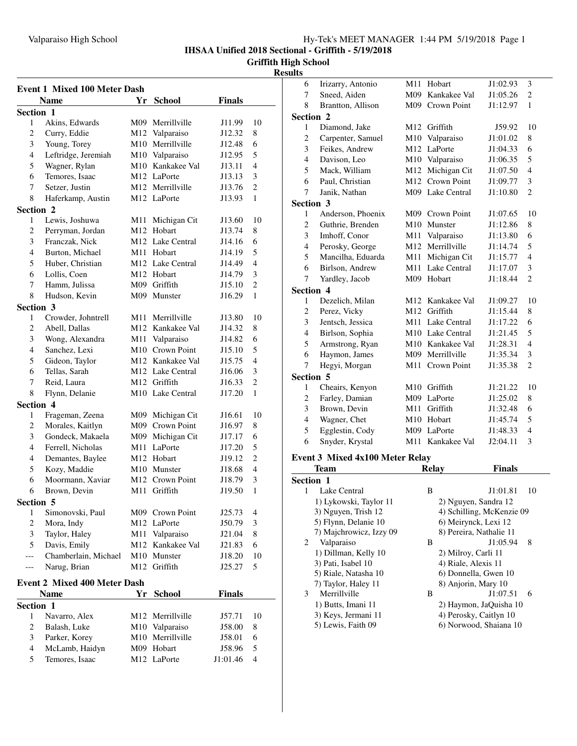IHSAA Unified 2018 Sectional - Griffith - 5/19/2018

Griffith High School

Results

## Event 1 Mixed 100 Meter Dash

| | Name | Yr | School | Finals | |
|---|---|---|---|---|---|
| **Section 1** | | | | | |
| 1 | Akins, Edwards | M09 | Merrillville | J11.99 | 10 |
| 2 | Curry, Eddie | M12 | Valparaiso | J12.32 | 8 |
| 3 | Young, Torey | M10 | Merrillville | J12.48 | 6 |
| 4 | Leftridge, Jeremiah | M10 | Valparaiso | J12.95 | 5 |
| 5 | Wagner, Rylan | M10 | Kankakee Val | J13.11 | 4 |
| 6 | Temores, Isaac | M12 | LaPorte | J13.13 | 3 |
| 7 | Setzer, Justin | M12 | Merrillville | J13.76 | 2 |
| 8 | Haferkamp, Austin | M12 | LaPorte | J13.93 | 1 |
| **Section 2** | | | | | |
| 1 | Lewis, Joshuwa | M11 | Michigan Cit | J13.60 | 10 |
| 2 | Perryman, Jordan | M12 | Hobart | J13.74 | 8 |
| 3 | Franczak, Nick | M12 | Lake Central | J14.16 | 6 |
| 4 | Burton, Michael | M11 | Hobart | J14.19 | 5 |
| 5 | Huber, Christian | M12 | Lake Central | J14.49 | 4 |
| 6 | Lollis, Coen | M12 | Hobart | J14.79 | 3 |
| 7 | Hamm, Julissa | M09 | Griffith | J15.10 | 2 |
| 8 | Hudson, Kevin | M09 | Munster | J16.29 | 1 |
| **Section 3** | | | | | |
| 1 | Crowder, Johntrell | M11 | Merrillville | J13.80 | 10 |
| 2 | Abell, Dallas | M12 | Kankakee Val | J14.32 | 8 |
| 3 | Wong, Alexandra | M11 | Valparaiso | J14.82 | 6 |
| 4 | Sanchez, Lexi | M10 | Crown Point | J15.10 | 5 |
| 5 | Gideon, Taylor | M12 | Kankakee Val | J15.75 | 4 |
| 6 | Tellas, Sarah | M12 | Lake Central | J16.06 | 3 |
| 7 | Reid, Laura | M12 | Griffith | J16.33 | 2 |
| 8 | Flynn, Delanie | M10 | Lake Central | J17.20 | 1 |
| **Section 4** | | | | | |
| 1 | Frageman, Zeena | M09 | Michigan Cit | J16.61 | 10 |
| 2 | Morales, Kaitlyn | M09 | Crown Point | J16.97 | 8 |
| 3 | Gondeck, Makaela | M09 | Michigan Cit | J17.17 | 6 |
| 4 | Ferrell, Nicholas | M11 | LaPorte | J17.20 | 5 |
| 4 | Demantes, Baylee | M12 | Hobart | J19.12 | 2 |
| 5 | Kozy, Maddie | M10 | Munster | J18.68 | 4 |
| 6 | Moormann, Xaviar | M12 | Crown Point | J18.79 | 3 |
| 6 | Brown, Devin | M11 | Griffith | J19.50 | 1 |
| **Section 5** | | | | | |
| 1 | Simonovski, Paul | M09 | Crown Point | J25.73 | 4 |
| 2 | Mora, Indy | M12 | LaPorte | J50.79 | 3 |
| 3 | Taylor, Haley | M11 | Valparaiso | J21.04 | 8 |
| 5 | Davis, Emily | M12 | Kankakee Val | J21.83 | 6 |
| --- | Chamberlain, Michael | M10 | Munster | J18.20 | 10 |
| --- | Narug, Brian | M12 | Griffith | J25.27 | 5 |

## Event 2 Mixed 400 Meter Dash

| | Name | Yr | School | Finals | |
|---|---|---|---|---|---|
| **Section 1** | | | | | |
| 1 | Navarro, Alex | M12 | Merrillville | J57.71 | 10 |
| 2 | Balash, Luke | M10 | Valparaiso | J58.00 | 8 |
| 3 | Parker, Korey | M10 | Merrillville | J58.01 | 6 |
| 4 | McLamb, Haidyn | M09 | Hobart | J58.96 | 5 |
| 5 | Temores, Isaac | M12 | LaPorte | J1:01.46 | 4 |
| 6 | Irizarry, Antonio | M11 | Hobart | J1:02.93 | 3 |
| 7 | Sneed, Aiden | M09 | Kankakee Val | J1:05.26 | 2 |
| 8 | Brantton, Allison | M09 | Crown Point | J1:12.97 | 1 |
| **Section 2** | | | | | |
| 1 | Diamond, Jake | M12 | Griffith | J59.92 | 10 |
| 2 | Carpenter, Samuel | M10 | Valparaiso | J1:01.02 | 8 |
| 3 | Feikes, Andrew | M12 | LaPorte | J1:04.33 | 6 |
| 4 | Davison, Leo | M10 | Valparaiso | J1:06.35 | 5 |
| 5 | Mack, William | M12 | Michigan Cit | J1:07.50 | 4 |
| 6 | Paul, Christian | M12 | Crown Point | J1:09.77 | 3 |
| 7 | Janik, Nathan | M09 | Lake Central | J1:10.80 | 2 |
| **Section 3** | | | | | |
| 1 | Anderson, Phoenix | M09 | Crown Point | J1:07.65 | 10 |
| 2 | Guthrie, Brenden | M10 | Munster | J1:12.86 | 8 |
| 3 | Imhoff, Conor | M11 | Valparaiso | J1:13.80 | 6 |
| 4 | Perosky, George | M12 | Merrillville | J1:14.74 | 5 |
| 5 | Mancilha, Eduarda | M11 | Michigan Cit | J1:15.77 | 4 |
| 6 | Birlson, Andrew | M11 | Lake Central | J1:17.07 | 3 |
| 7 | Yardley, Jacob | M09 | Hobart | J1:18.44 | 2 |
| **Section 4** | | | | | |
| 1 | Dezelich, Milan | M12 | Kankakee Val | J1:09.27 | 10 |
| 2 | Perez, Vicky | M12 | Griffith | J1:15.44 | 8 |
| 3 | Jentsch, Jessica | M11 | Lake Central | J1:17.22 | 6 |
| 4 | Birlson, Sophia | M10 | Lake Central | J1:21.45 | 5 |
| 5 | Armstrong, Ryan | M10 | Kankakee Val | J1:28.31 | 4 |
| 6 | Haymon, James | M09 | Merrillville | J1:35.34 | 3 |
| 7 | Hegyi, Morgan | M11 | Crown Point | J1:35.38 | 2 |
| **Section 5** | | | | | |
| 1 | Cheairs, Kenyon | M10 | Griffith | J1:21.22 | 10 |
| 2 | Farley, Damian | M09 | LaPorte | J1:25.02 | 8 |
| 3 | Brown, Devin | M11 | Griffith | J1:32.48 | 6 |
| 4 | Wagner, Chet | M10 | Hobart | J1:45.74 | 5 |
| 5 | Egglestin, Cody | M09 | LaPorte | J1:48.33 | 4 |
| 6 | Snyder, Krystal | M11 | Kankakee Val | J2:04.11 | 3 |

## Event 3 Mixed 4x100 Meter Relay

| | Team | Relay | Finals | |
|---|---|---|---|---|
| **Section 1** | | | | |
| 1 | Lake Central | B | J1:01.81 | 10 |
| | 1) Lykowski, Taylor 11 | 2) Nguyen, Sandra 12 | | |
| | 3) Nguyen, Trish 12 | 4) Schilling, McKenzie 09 | | |
| | 5) Flynn, Delanie 10 | 6) Meirynck, Lexi 12 | | |
| | 7) Majchrowicz, Izzy 09 | 8) Pereira, Nathalie 11 | | |
| 2 | Valparaiso | B | J1:05.94 | 8 |
| | 1) Dillman, Kelly 10 | 2) Milroy, Carli 11 | | |
| | 3) Pati, Isabel 10 | 4) Riale, Alexis 11 | | |
| | 5) Riale, Natasha 10 | 6) Donnella, Gwen 10 | | |
| | 7) Taylor, Haley 11 | 8) Anjorin, Mary 10 | | |
| 3 | Merrillville | B | J1:07.51 | 6 |
| | 1) Butts, Imani 11 | 2) Haymon, JaQuisha 10 | | |
| | 3) Keys, Jermani 11 | 4) Perosky, Caitlyn 10 | | |
| | 5) Lewis, Faith 09 | 6) Norwood, Shaiana 10 | | |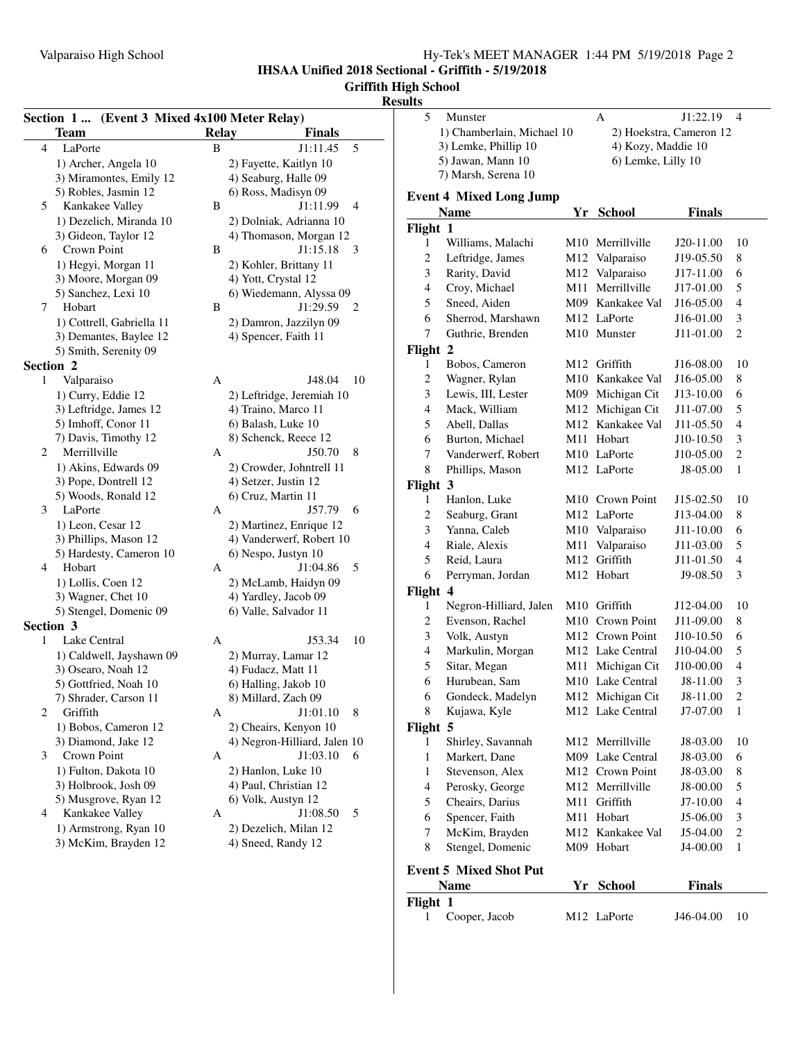## IHSAA Unified 2018 Sectional - Griffith - 5/19/2018

### Griffith High School

### Results

**Section 1 ... (Event 3 Mixed 4x100 Meter Relay)**

| | Team | Relay | Finals | |
|---|---|---|---|---|
| 4 | LaPorte | B | J1:11.45 | 5 |
| | 1) Archer, Angela 10 | 2) Fayette, Kaitlyn 10 | | |
| | 3) Miramontes, Emily 12 | 4) Seaburg, Halle 09 | | |
| | 5) Robles, Jasmin 12 | 6) Ross, Madisyn 09 | | |
| 5 | Kankakee Valley | B | J1:11.99 | 4 |
| | 1) Dezelich, Miranda 10 | 2) Dolniak, Adrianna 10 | | |
| | 3) Gideon, Taylor 12 | 4) Thomason, Morgan 12 | | |
| 6 | Crown Point | B | J1:15.18 | 3 |
| | 1) Hegyi, Morgan 11 | 2) Kohler, Brittany 11 | | |
| | 3) Moore, Morgan 09 | 4) Yott, Crystal 12 | | |
| | 5) Sanchez, Lexi 10 | 6) Wiedemann, Alyssa 09 | | |
| 7 | Hobart | B | J1:29.59 | 2 |
| | 1) Cottrell, Gabriella 11 | 2) Damron, Jazzilyn 09 | | |
| | 3) Demantes, Baylee 12 | 4) Spencer, Faith 11 | | |
| | 5) Smith, Serenity 09 | | | |
| **Section 2** | | | | |
| 1 | Valparaiso | A | J48.04 | 10 |
| | 1) Curry, Eddie 12 | 2) Leftridge, Jeremiah 10 | | |
| | 3) Leftridge, James 12 | 4) Traino, Marco 11 | | |
| | 5) Imhoff, Conor 11 | 6) Balash, Luke 10 | | |
| | 7) Davis, Timothy 12 | 8) Schenck, Reece 12 | | |
| 2 | Merrillville | A | J50.70 | 8 |
| | 1) Akins, Edwards 09 | 2) Crowder, Johntrell 11 | | |
| | 3) Pope, Dontrell 12 | 4) Setzer, Justin 12 | | |
| | 5) Woods, Ronald 12 | 6) Cruz, Martin 11 | | |
| 3 | LaPorte | A | J57.79 | 6 |
| | 1) Leon, Cesar 12 | 2) Martinez, Enrique 12 | | |
| | 3) Phillips, Mason 12 | 4) Vanderwerf, Robert 10 | | |
| | 5) Hardesty, Cameron 10 | 6) Nespo, Justyn 10 | | |
| 4 | Hobart | A | J1:04.86 | 5 |
| | 1) Lollis, Coen 12 | 2) McLamb, Haidyn 09 | | |
| | 3) Wagner, Chet 10 | 4) Yardley, Jacob 09 | | |
| | 5) Stengel, Domenic 09 | 6) Valle, Salvador 11 | | |
| **Section 3** | | | | |
| 1 | Lake Central | A | J53.34 | 10 |
| | 1) Caldwell, Jayshawn 09 | 2) Murray, Lamar 12 | | |
| | 3) Osearo, Noah 12 | 4) Fudacz, Matt 11 | | |
| | 5) Gottfried, Noah 10 | 6) Halling, Jakob 10 | | |
| | 7) Shrader, Carson 11 | 8) Millard, Zach 09 | | |
| 2 | Griffith | A | J1:01.10 | 8 |
| | 1) Bobos, Cameron 12 | 2) Cheairs, Kenyon 10 | | |
| | 3) Diamond, Jake 12 | 4) Negron-Hilliard, Jalen 10 | | |
| 3 | Crown Point | A | J1:03.10 | 6 |
| | 1) Fulton, Dakota 10 | 2) Hanlon, Luke 10 | | |
| | 3) Holbrook, Josh 09 | 4) Paul, Christian 12 | | |
| | 5) Musgrove, Ryan 12 | 6) Volk, Austyn 12 | | |
| 4 | Kankakee Valley | A | J1:08.50 | 5 |
| | 1) Armstrong, Ryan 10 | 2) Dezelich, Milan 12 | | |
| | 3) McKim, Brayden 12 | 4) Sneed, Randy 12 | | |
| 5 | Munster | A | J1:22.19 | 4 |
| | 1) Chamberlain, Michael 10 | 2) Hoekstra, Cameron 12 | | |
| | 3) Lemke, Phillip 10 | 4) Kozy, Maddie 10 | | |
| | 5) Jawan, Mann 10 | 6) Lemke, Lilly 10 | | |
| | 7) Marsh, Serena 10 | | | |

**Event 4 Mixed Long Jump**

| | Name | Yr | School | Finals | |
|---|---|---|---|---|---|
| **Flight 1** | | | | | |
| 1 | Williams, Malachi | M10 | Merrillville | J20-11.00 | 10 |
| 2 | Leftridge, James | M12 | Valparaiso | J19-05.50 | 8 |
| 3 | Rarity, David | M12 | Valparaiso | J17-11.00 | 6 |
| 4 | Croy, Michael | M11 | Merrillville | J17-01.00 | 5 |
| 5 | Sneed, Aiden | M09 | Kankakee Val | J16-05.00 | 4 |
| 6 | Sherrod, Marshawn | M12 | LaPorte | J16-01.00 | 3 |
| 7 | Guthrie, Brenden | M10 | Munster | J11-01.00 | 2 |
| **Flight 2** | | | | | |
| 1 | Bobos, Cameron | M12 | Griffith | J16-08.00 | 10 |
| 2 | Wagner, Rylan | M10 | Kankakee Val | J16-05.00 | 8 |
| 3 | Lewis, III, Lester | M09 | Michigan Cit | J13-10.00 | 6 |
| 4 | Mack, William | M12 | Michigan Cit | J11-07.00 | 5 |
| 5 | Abell, Dallas | M12 | Kankakee Val | J11-05.50 | 4 |
| 6 | Burton, Michael | M11 | Hobart | J10-10.50 | 3 |
| 7 | Vanderwerf, Robert | M10 | LaPorte | J10-05.00 | 2 |
| 8 | Phillips, Mason | M12 | LaPorte | J8-05.00 | 1 |
| **Flight 3** | | | | | |
| 1 | Hanlon, Luke | M10 | Crown Point | J15-02.50 | 10 |
| 2 | Seaburg, Grant | M12 | LaPorte | J13-04.00 | 8 |
| 3 | Yanna, Caleb | M10 | Valparaiso | J11-10.00 | 6 |
| 4 | Riale, Alexis | M11 | Valparaiso | J11-03.00 | 5 |
| 5 | Reid, Laura | M12 | Griffith | J11-01.50 | 4 |
| 6 | Perryman, Jordan | M12 | Hobart | J9-08.50 | 3 |
| **Flight 4** | | | | | |
| 1 | Negron-Hilliard, Jalen | M10 | Griffith | J12-04.00 | 10 |
| 2 | Evenson, Rachel | M10 | Crown Point | J11-09.00 | 8 |
| 3 | Volk, Austyn | M12 | Crown Point | J10-10.50 | 6 |
| 4 | Markulin, Morgan | M12 | Lake Central | J10-04.00 | 5 |
| 5 | Sitar, Megan | M11 | Michigan Cit | J10-00.00 | 4 |
| 6 | Hurubean, Sam | M10 | Lake Central | J8-11.00 | 3 |
| 6 | Gondeck, Madelyn | M12 | Michigan Cit | J8-11.00 | 2 |
| 8 | Kujawa, Kyle | M12 | Lake Central | J7-07.00 | 1 |
| **Flight 5** | | | | | |
| 1 | Shirley, Savannah | M12 | Merrillville | J8-03.00 | 10 |
| 1 | Markert, Dane | M09 | Lake Central | J8-03.00 | 6 |
| 1 | Stevenson, Alex | M12 | Crown Point | J8-03.00 | 8 |
| 4 | Perosky, George | M12 | Merrillville | J8-00.00 | 5 |
| 5 | Cheairs, Darius | M11 | Griffith | J7-10.00 | 4 |
| 6 | Spencer, Faith | M11 | Hobart | J5-06.00 | 3 |
| 7 | McKim, Brayden | M12 | Kankakee Val | J5-04.00 | 2 |
| 8 | Stengel, Domenic | M09 | Hobart | J4-00.00 | 1 |

**Event 5 Mixed Shot Put**

| | Name | Yr | School | Finals | |
|---|---|---|---|---|---|
| **Flight 1** | | | | | |
| 1 | Cooper, Jacob | M12 | LaPorte | J46-04.00 | 10 |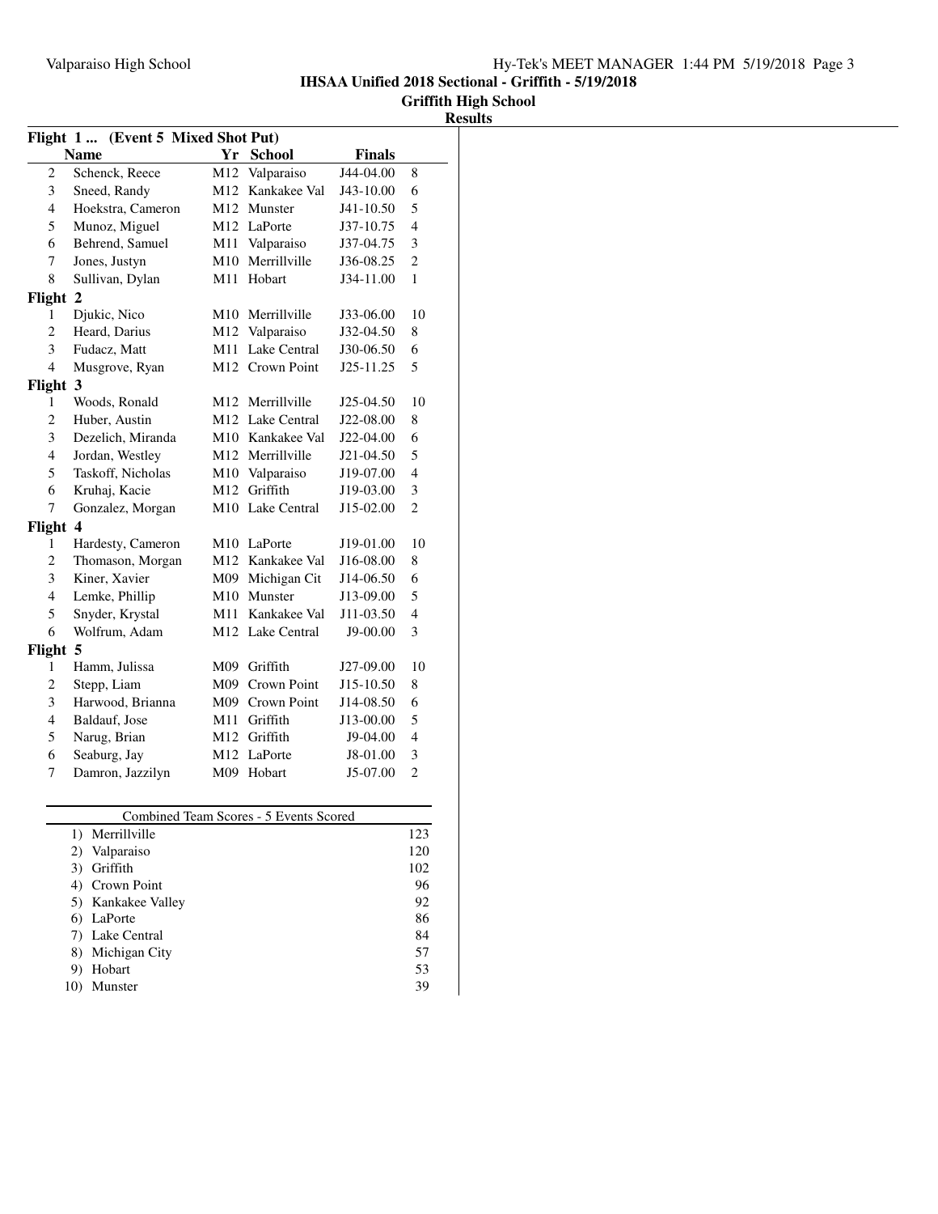IHSAA Unified 2018 Sectional - Griffith - 5/19/2018

Griffith High School

**Results**

**Flight 1 ... (Event 5 Mixed Shot Put)**

| | Name | Yr | School | Finals | |
|---|---|---|---|---|---|
| 2 | Schenck, Reece | M12 | Valparaiso | J44-04.00 | 8 |
| 3 | Sneed, Randy | M12 | Kankakee Val | J43-10.00 | 6 |
| 4 | Hoekstra, Cameron | M12 | Munster | J41-10.50 | 5 |
| 5 | Munoz, Miguel | M12 | LaPorte | J37-10.75 | 4 |
| 6 | Behrend, Samuel | M11 | Valparaiso | J37-04.75 | 3 |
| 7 | Jones, Justyn | M10 | Merrillville | J36-08.25 | 2 |
| 8 | Sullivan, Dylan | M11 | Hobart | J34-11.00 | 1 |
| **Flight 2** | | | | | |
| 1 | Djukic, Nico | M10 | Merrillville | J33-06.00 | 10 |
| 2 | Heard, Darius | M12 | Valparaiso | J32-04.50 | 8 |
| 3 | Fudacz, Matt | M11 | Lake Central | J30-06.50 | 6 |
| 4 | Musgrove, Ryan | M12 | Crown Point | J25-11.25 | 5 |
| **Flight 3** | | | | | |
| 1 | Woods, Ronald | M12 | Merrillville | J25-04.50 | 10 |
| 2 | Huber, Austin | M12 | Lake Central | J22-08.00 | 8 |
| 3 | Dezelich, Miranda | M10 | Kankakee Val | J22-04.00 | 6 |
| 4 | Jordan, Westley | M12 | Merrillville | J21-04.50 | 5 |
| 5 | Taskoff, Nicholas | M10 | Valparaiso | J19-07.00 | 4 |
| 6 | Kruhaj, Kacie | M12 | Griffith | J19-03.00 | 3 |
| 7 | Gonzalez, Morgan | M10 | Lake Central | J15-02.00 | 2 |
| **Flight 4** | | | | | |
| 1 | Hardesty, Cameron | M10 | LaPorte | J19-01.00 | 10 |
| 2 | Thomason, Morgan | M12 | Kankakee Val | J16-08.00 | 8 |
| 3 | Kiner, Xavier | M09 | Michigan Cit | J14-06.50 | 6 |
| 4 | Lemke, Phillip | M10 | Munster | J13-09.00 | 5 |
| 5 | Snyder, Krystal | M11 | Kankakee Val | J11-03.50 | 4 |
| 6 | Wolfrum, Adam | M12 | Lake Central | J9-00.00 | 3 |
| **Flight 5** | | | | | |
| 1 | Hamm, Julissa | M09 | Griffith | J27-09.00 | 10 |
| 2 | Stepp, Liam | M09 | Crown Point | J15-10.50 | 8 |
| 3 | Harwood, Brianna | M09 | Crown Point | J14-08.50 | 6 |
| 4 | Baldauf, Jose | M11 | Griffith | J13-00.00 | 5 |
| 5 | Narug, Brian | M12 | Griffith | J9-04.00 | 4 |
| 6 | Seaburg, Jay | M12 | LaPorte | J8-01.00 | 3 |
| 7 | Damron, Jazzilyn | M09 | Hobart | J5-07.00 | 2 |

| Combined Team Scores - 5 Events Scored | | |
|---|---|---|
| 1) | Merrillville | 123 |
| 2) | Valparaiso | 120 |
| 3) | Griffith | 102 |
| 4) | Crown Point | 96 |
| 5) | Kankakee Valley | 92 |
| 6) | LaPorte | 86 |
| 7) | Lake Central | 84 |
| 8) | Michigan City | 57 |
| 9) | Hobart | 53 |
| 10) | Munster | 39 |